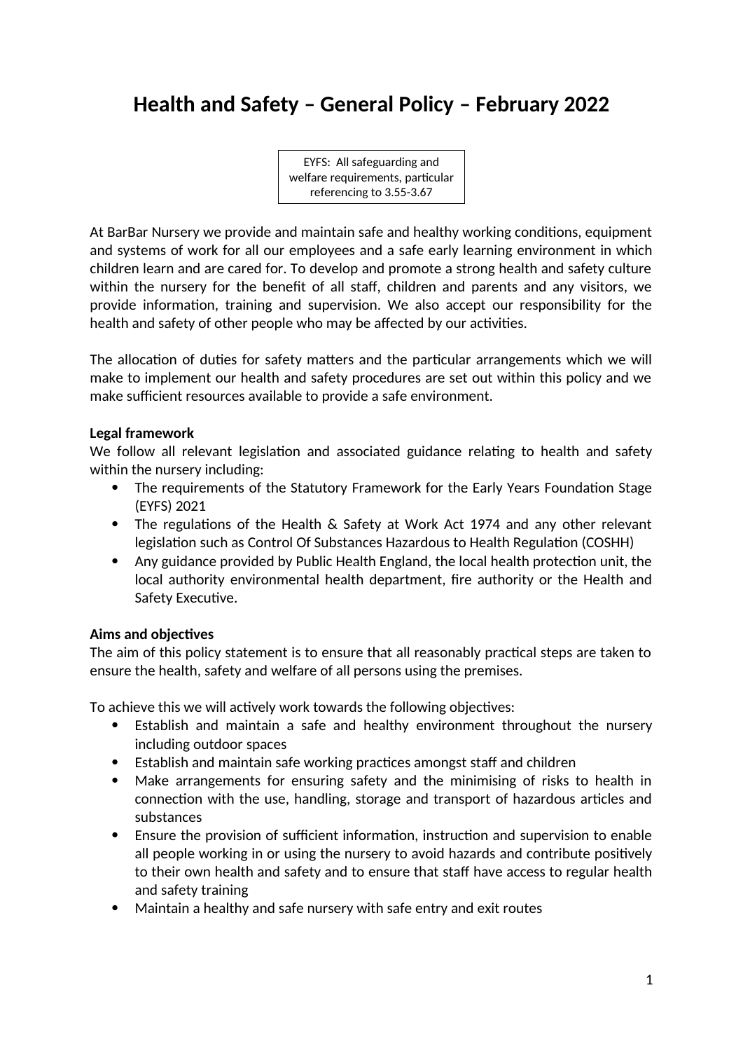# Health and Safety – General Policy – February 2022

EYFS: All safeguarding and welfare requirements, particular referencing to 3.55-3.67

At BarBar Nursery we provide and maintain safe and healthy working conditions, equipment and systems of work for all our employees and a safe early learning environment in which children learn and are cared for. To develop and promote a strong health and safety culture within the nursery for the benefit of all staff, children and parents and any visitors, we provide information, training and supervision. We also accept our responsibility for the health and safety of other people who may be affected by our activities.

The allocation of duties for safety matters and the particular arrangements which we will make to implement our health and safety procedures are set out within this policy and we make sufficient resources available to provide a safe environment.

**Legal framework**

We follow all relevant legislation and associated guidance relating to health and safety within the nursery including:

- The requirements of the Statutory Framework for the Early Years Foundation Stage (EYFS) 2021
- The regulations of the Health & Safety at Work Act 1974 and any other relevant legislation such as Control Of Substances Hazardous to Health Regulation (COSHH)
- Any guidance provided by Public Health England, the local health protection unit, the local authority environmental health department, fire authority or the Health and Safety Executive.

**Aims and objectives**

The aim of this policy statement is to ensure that all reasonably practical steps are taken to ensure the health, safety and welfare of all persons using the premises.

To achieve this we will actively work towards the following objectives:

- Establish and maintain a safe and healthy environment throughout the nursery including outdoor spaces
- Establish and maintain safe working practices amongst staff and children
- Make arrangements for ensuring safety and the minimising of risks to health in connection with the use, handling, storage and transport of hazardous articles and substances
- Ensure the provision of sufficient information, instruction and supervision to enable all people working in or using the nursery to avoid hazards and contribute positively to their own health and safety and to ensure that staff have access to regular health and safety training
- Maintain a healthy and safe nursery with safe entry and exit routes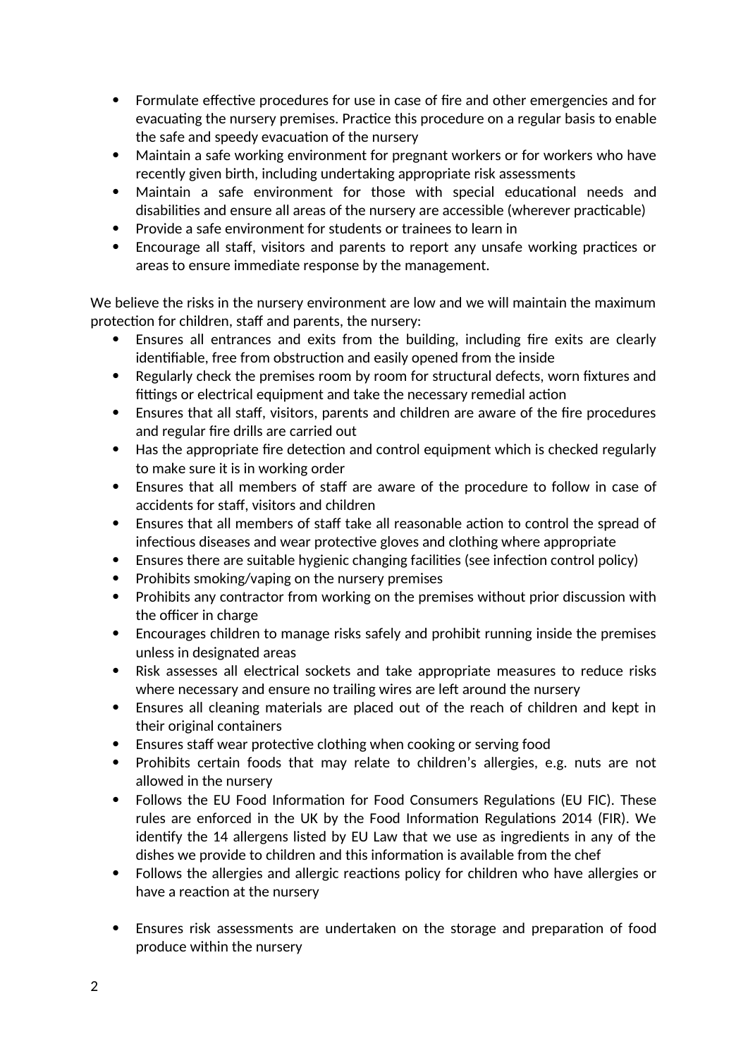- Formulate effective procedures for use in case of fire and other emergencies and for evacuating the nursery premises. Practice this procedure on a regular basis to enable the safe and speedy evacuation of the nursery
- Maintain a safe working environment for pregnant workers or for workers who have recently given birth, including undertaking appropriate risk assessments
- Maintain a safe environment for those with special educational needs and disabilities and ensure all areas of the nursery are accessible (wherever practicable)
- Provide a safe environment for students or trainees to learn in
- Encourage all staff, visitors and parents to report any unsafe working practices or areas to ensure immediate response by the management.

We believe the risks in the nursery environment are low and we will maintain the maximum protection for children, staff and parents, the nursery:

- Ensures all entrances and exits from the building, including fire exits are clearly identifiable, free from obstruction and easily opened from the inside
- Regularly check the premises room by room for structural defects, worn fixtures and fittings or electrical equipment and take the necessary remedial action
- Ensures that all staff, visitors, parents and children are aware of the fire procedures and regular fire drills are carried out
- Has the appropriate fire detection and control equipment which is checked regularly to make sure it is in working order
- Ensures that all members of staff are aware of the procedure to follow in case of accidents for staff, visitors and children
- Ensures that all members of staff take all reasonable action to control the spread of infectious diseases and wear protective gloves and clothing where appropriate
- Ensures there are suitable hygienic changing facilities (see infection control policy)
- Prohibits smoking/vaping on the nursery premises
- Prohibits any contractor from working on the premises without prior discussion with the officer in charge
- Encourages children to manage risks safely and prohibit running inside the premises unless in designated areas
- Risk assesses all electrical sockets and take appropriate measures to reduce risks where necessary and ensure no trailing wires are left around the nursery
- Ensures all cleaning materials are placed out of the reach of children and kept in their original containers
- Ensures staff wear protective clothing when cooking or serving food
- Prohibits certain foods that may relate to children's allergies, e.g. nuts are not allowed in the nursery
- Follows the EU Food Information for Food Consumers Regulations (EU FIC). These rules are enforced in the UK by the Food Information Regulations 2014 (FIR). We identify the 14 allergens listed by EU Law that we use as ingredients in any of the dishes we provide to children and this information is available from the chef
- Follows the allergies and allergic reactions policy for children who have allergies or have a reaction at the nursery

- Ensures risk assessments are undertaken on the storage and preparation of food produce within the nursery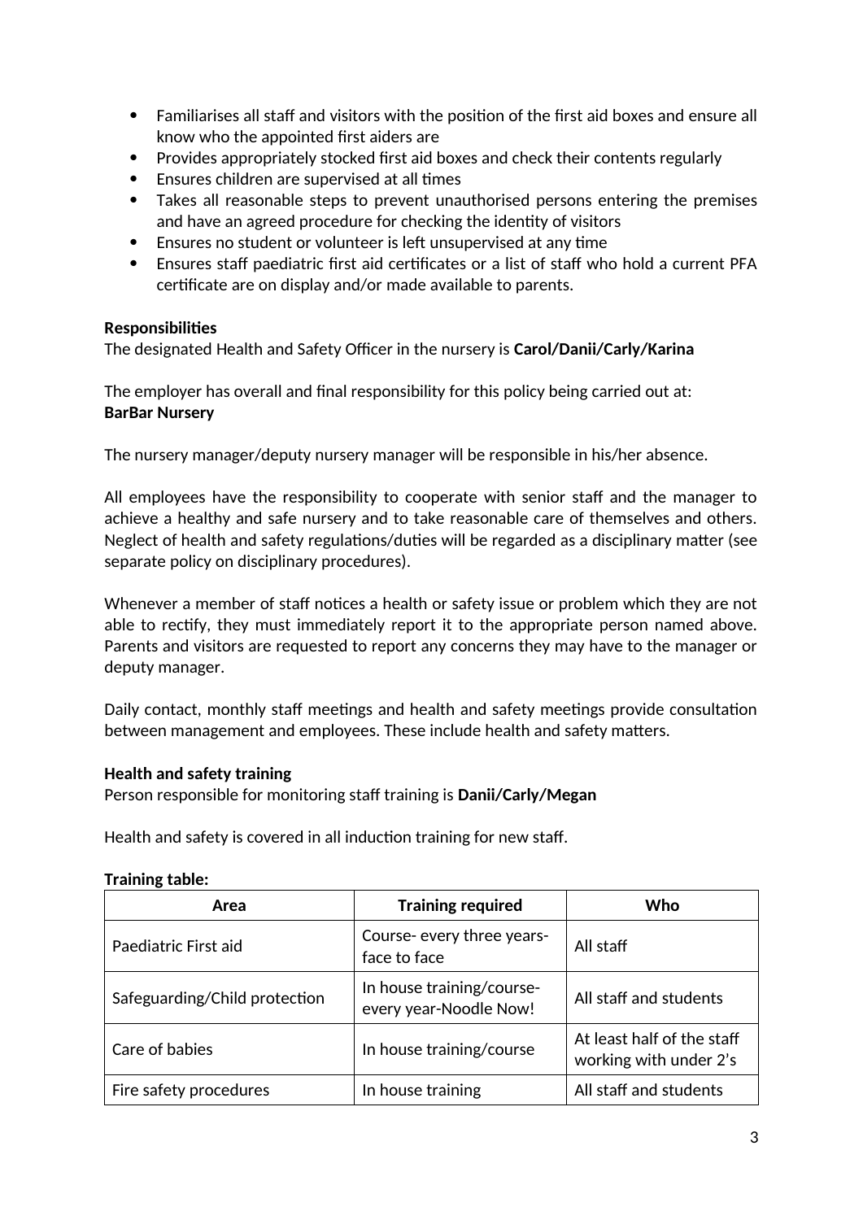- Familiarises all staff and visitors with the position of the first aid boxes and ensure all know who the appointed first aiders are
- Provides appropriately stocked first aid boxes and check their contents regularly
- Ensures children are supervised at all times
- Takes all reasonable steps to prevent unauthorised persons entering the premises and have an agreed procedure for checking the identity of visitors
- Ensures no student or volunteer is left unsupervised at any time
- Ensures staff paediatric first aid certificates or a list of staff who hold a current PFA certificate are on display and/or made available to parents.

**Responsibilities**
The designated Health and Safety Officer in the nursery is **Carol/Danii/Carly/Karina**

The employer has overall and final responsibility for this policy being carried out at:
**BarBar Nursery**

The nursery manager/deputy nursery manager will be responsible in his/her absence.

All employees have the responsibility to cooperate with senior staff and the manager to achieve a healthy and safe nursery and to take reasonable care of themselves and others. Neglect of health and safety regulations/duties will be regarded as a disciplinary matter (see separate policy on disciplinary procedures).

Whenever a member of staff notices a health or safety issue or problem which they are not able to rectify, they must immediately report it to the appropriate person named above. Parents and visitors are requested to report any concerns they may have to the manager or deputy manager.

Daily contact, monthly staff meetings and health and safety meetings provide consultation between management and employees. These include health and safety matters.

**Health and safety training**
Person responsible for monitoring staff training is **Danii/Carly/Megan**

Health and safety is covered in all induction training for new staff.

**Training table:**

| Area | Training required | Who |
|---|---|---|
| Paediatric First aid | Course- every three years-face to face | All staff |
| Safeguarding/Child protection | In house training/course-every year-Noodle Now! | All staff and students |
| Care of babies | In house training/course | At least half of the staff working with under 2's |
| Fire safety procedures | In house training | All staff and students |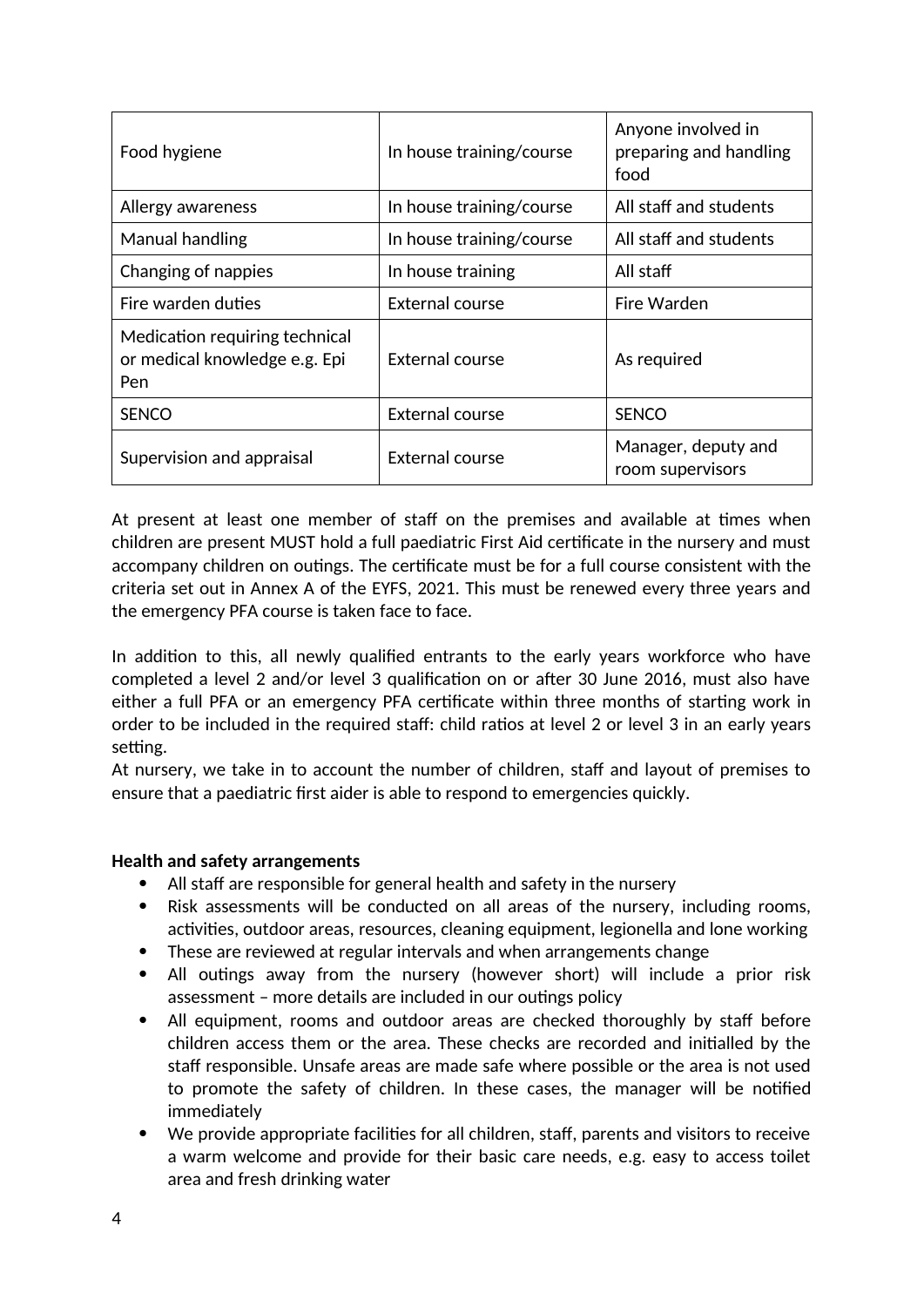| Food hygiene | In house training/course | Anyone involved in preparing and handling food |
|---|---|---|
| Allergy awareness | In house training/course | All staff and students |
| Manual handling | In house training/course | All staff and students |
| Changing of nappies | In house training | All staff |
| Fire warden duties | External course | Fire Warden |
| Medication requiring technical or medical knowledge e.g. Epi Pen | External course | As required |
| SENCO | External course | SENCO |
| Supervision and appraisal | External course | Manager, deputy and room supervisors |

At present at least one member of staff on the premises and available at times when children are present MUST hold a full paediatric First Aid certificate in the nursery and must accompany children on outings. The certificate must be for a full course consistent with the criteria set out in Annex A of the EYFS, 2021. This must be renewed every three years and the emergency PFA course is taken face to face.

In addition to this, all newly qualified entrants to the early years workforce who have completed a level 2 and/or level 3 qualification on or after 30 June 2016, must also have either a full PFA or an emergency PFA certificate within three months of starting work in order to be included in the required staff: child ratios at level 2 or level 3 in an early years setting.
At nursery, we take in to account the number of children, staff and layout of premises to ensure that a paediatric first aider is able to respond to emergencies quickly.

**Health and safety arrangements**

- All staff are responsible for general health and safety in the nursery
- Risk assessments will be conducted on all areas of the nursery, including rooms, activities, outdoor areas, resources, cleaning equipment, legionella and lone working
- These are reviewed at regular intervals and when arrangements change
- All outings away from the nursery (however short) will include a prior risk assessment – more details are included in our outings policy
- All equipment, rooms and outdoor areas are checked thoroughly by staff before children access them or the area. These checks are recorded and initialled by the staff responsible. Unsafe areas are made safe where possible or the area is not used to promote the safety of children. In these cases, the manager will be notified immediately
- We provide appropriate facilities for all children, staff, parents and visitors to receive a warm welcome and provide for their basic care needs, e.g. easy to access toilet area and fresh drinking water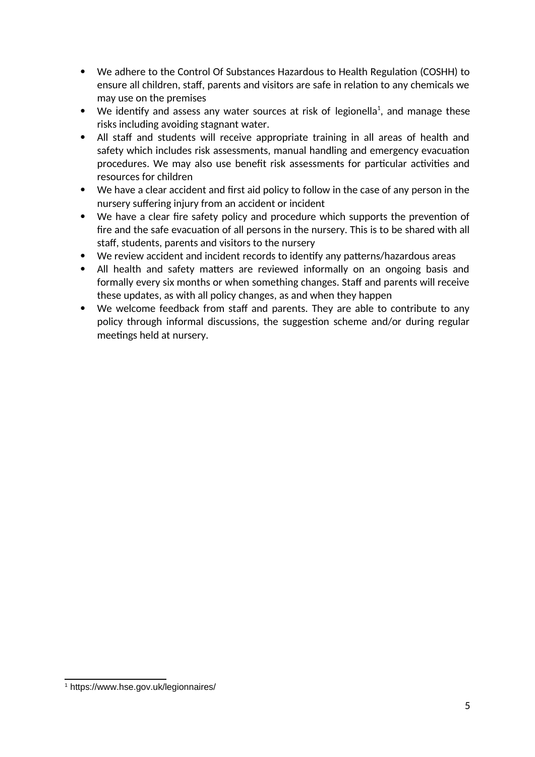- We adhere to the Control Of Substances Hazardous to Health Regulation (COSHH) to ensure all children, staff, parents and visitors are safe in relation to any chemicals we may use on the premises
- We identify and assess any water sources at risk of legionella[1], and manage these risks including avoiding stagnant water.
- All staff and students will receive appropriate training in all areas of health and safety which includes risk assessments, manual handling and emergency evacuation procedures. We may also use benefit risk assessments for particular activities and resources for children
- We have a clear accident and first aid policy to follow in the case of any person in the nursery suffering injury from an accident or incident
- We have a clear fire safety policy and procedure which supports the prevention of fire and the safe evacuation of all persons in the nursery. This is to be shared with all staff, students, parents and visitors to the nursery
- We review accident and incident records to identify any patterns/hazardous areas
- All health and safety matters are reviewed informally on an ongoing basis and formally every six months or when something changes. Staff and parents will receive these updates, as with all policy changes, as and when they happen
- We welcome feedback from staff and parents. They are able to contribute to any policy through informal discussions, the suggestion scheme and/or during regular meetings held at nursery.

[1] https://www.hse.gov.uk/legionnaires/